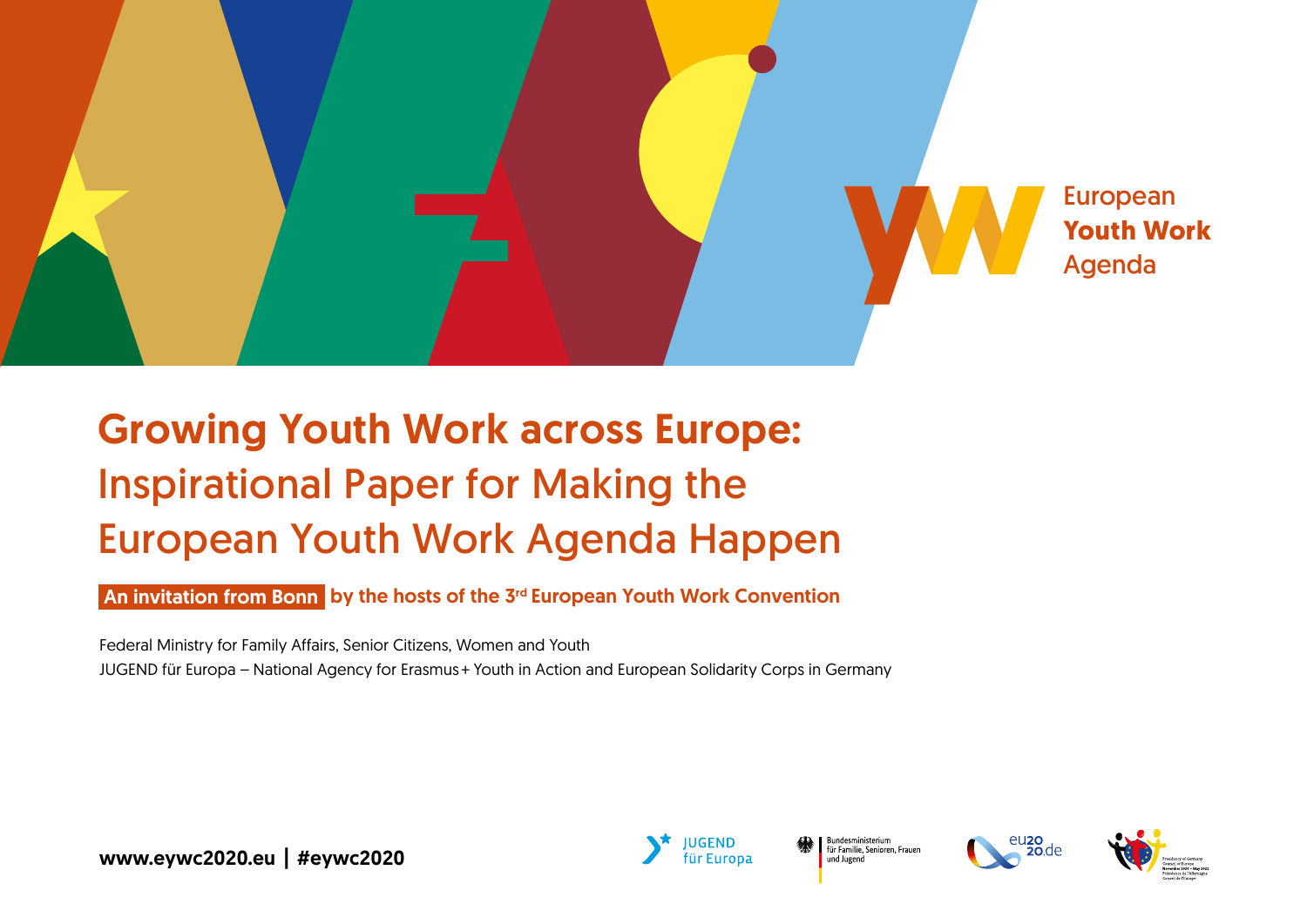European **Youth Work** Agenda

# **Growing Youth Work across Europe:** Inspirational Paper for Making the European Youth Work Agenda Happen

**An invitation from Bonn by the hosts of the 3rd European Youth Work Convention**

Federal Ministry for Family Affairs, Senior Citizens, Women and Youth

JUGEND für Europa – National Agency for Erasmus+ Youth in Action and European Solidarity Corps in Germany

**www.eywc2020.eu | #eywc2020**

JUGEND für Europa

Bundesministerium für Familie, Senioren, Frauen und Jugend

eu2020.de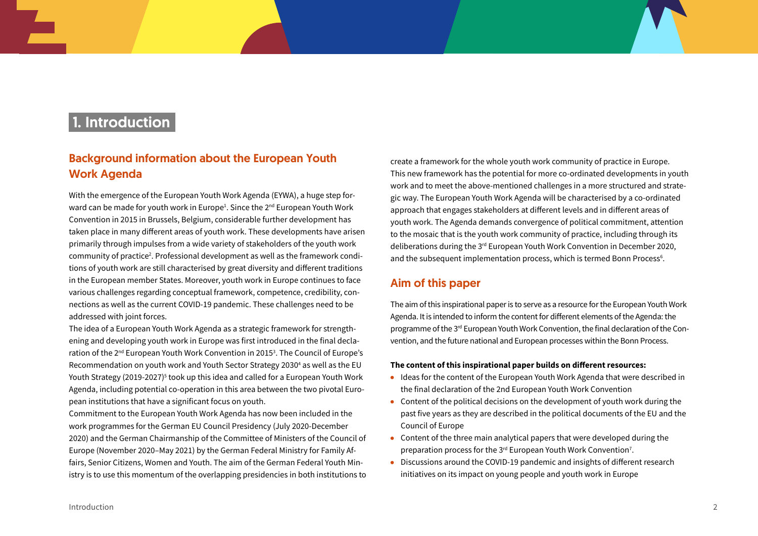# 1. Introduction

## Background information about the European Youth Work Agenda

With the emergence of the European Youth Work Agenda (EYWA), a huge step forward can be made for youth work in Europe[1]. Since the 2nd European Youth Work Convention in 2015 in Brussels, Belgium, considerable further development has taken place in many different areas of youth work. These developments have arisen primarily through impulses from a wide variety of stakeholders of the youth work community of practice[2]. Professional development as well as the framework conditions of youth work are still characterised by great diversity and different traditions in the European member States. Moreover, youth work in Europe continues to face various challenges regarding conceptual framework, competence, credibility, connections as well as the current COVID-19 pandemic. These challenges need to be addressed with joint forces.

The idea of a European Youth Work Agenda as a strategic framework for strengthening and developing youth work in Europe was first introduced in the final declaration of the 2nd European Youth Work Convention in 2015[3]. The Council of Europe's Recommendation on youth work and Youth Sector Strategy 2030[4] as well as the EU Youth Strategy (2019-2027)[5] took up this idea and called for a European Youth Work Agenda, including potential co-operation in this area between the two pivotal European institutions that have a significant focus on youth.

Commitment to the European Youth Work Agenda has now been included in the work programmes for the German EU Council Presidency (July 2020-December 2020) and the German Chairmanship of the Committee of Ministers of the Council of Europe (November 2020–May 2021) by the German Federal Ministry for Family Affairs, Senior Citizens, Women and Youth. The aim of the German Federal Youth Ministry is to use this momentum of the overlapping presidencies in both institutions to create a framework for the whole youth work community of practice in Europe. This new framework has the potential for more co-ordinated developments in youth work and to meet the above-mentioned challenges in a more structured and strategic way. The European Youth Work Agenda will be characterised by a co-ordinated approach that engages stakeholders at different levels and in different areas of youth work. The Agenda demands convergence of political commitment, attention to the mosaic that is the youth work community of practice, including through its deliberations during the 3rd European Youth Work Convention in December 2020, and the subsequent implementation process, which is termed Bonn Process[6].

## Aim of this paper

The aim of this inspirational paper is to serve as a resource for the European Youth Work Agenda. It is intended to inform the content for different elements of the Agenda: the programme of the 3rd European Youth Work Convention, the final declaration of the Convention, and the future national and European processes within the Bonn Process.

**The content of this inspirational paper builds on different resources:**

- Ideas for the content of the European Youth Work Agenda that were described in the final declaration of the 2nd European Youth Work Convention
- Content of the political decisions on the development of youth work during the past five years as they are described in the political documents of the EU and the Council of Europe
- Content of the three main analytical papers that were developed during the preparation process for the 3rd European Youth Work Convention[7].
- Discussions around the COVID-19 pandemic and insights of different research initiatives on its impact on young people and youth work in Europe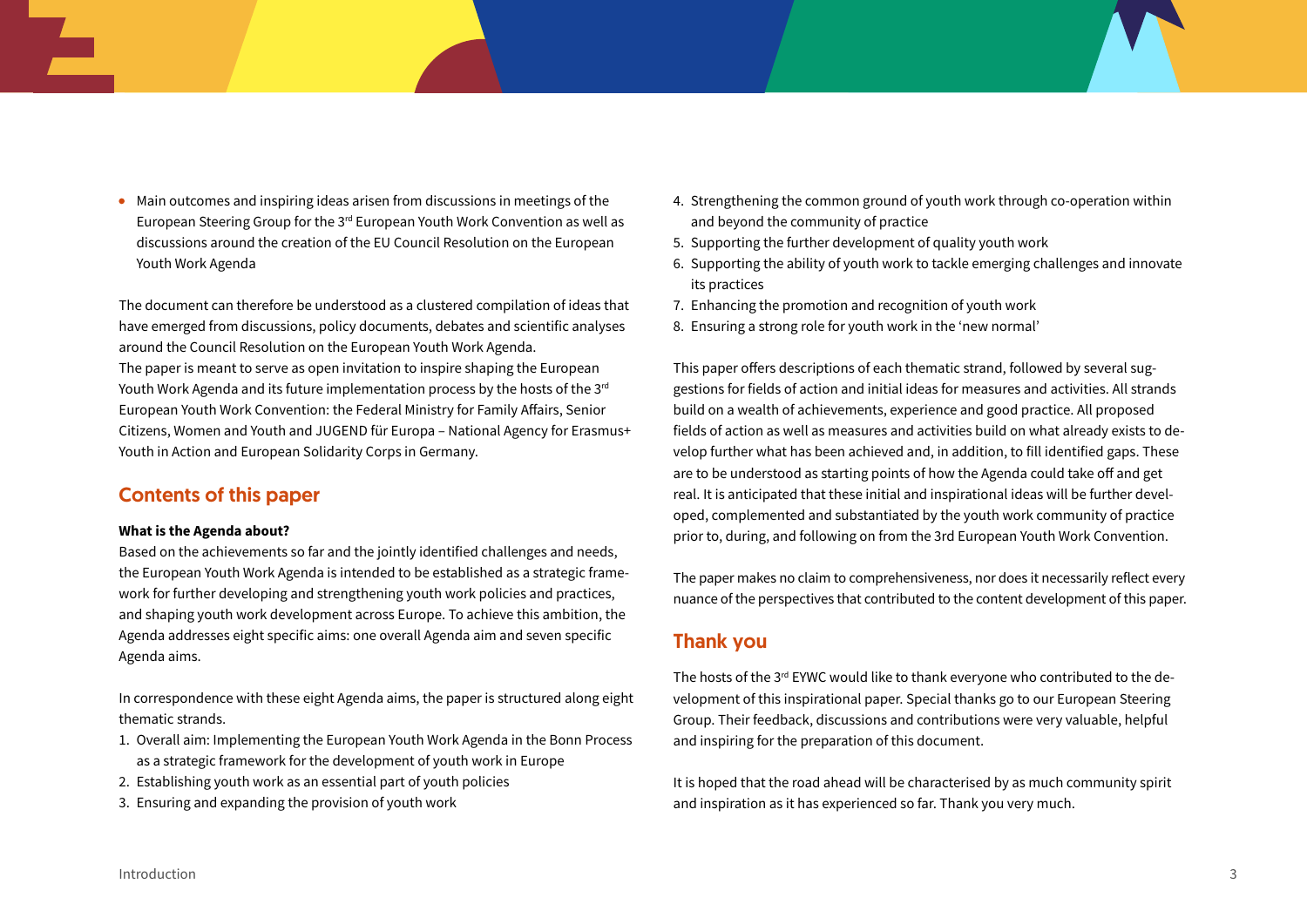- Main outcomes and inspiring ideas arisen from discussions in meetings of the European Steering Group for the 3rd European Youth Work Convention as well as discussions around the creation of the EU Council Resolution on the European Youth Work Agenda

The document can therefore be understood as a clustered compilation of ideas that have emerged from discussions, policy documents, debates and scientific analyses around the Council Resolution on the European Youth Work Agenda.
The paper is meant to serve as open invitation to inspire shaping the European Youth Work Agenda and its future implementation process by the hosts of the 3rd European Youth Work Convention: the Federal Ministry for Family Affairs, Senior Citizens, Women and Youth and JUGEND für Europa – National Agency for Erasmus+ Youth in Action and European Solidarity Corps in Germany.

## Contents of this paper

**What is the Agenda about?**

Based on the achievements so far and the jointly identified challenges and needs, the European Youth Work Agenda is intended to be established as a strategic framework for further developing and strengthening youth work policies and practices, and shaping youth work development across Europe. To achieve this ambition, the Agenda addresses eight specific aims: one overall Agenda aim and seven specific Agenda aims.

In correspondence with these eight Agenda aims, the paper is structured along eight thematic strands.

1. Overall aim: Implementing the European Youth Work Agenda in the Bonn Process as a strategic framework for the development of youth work in Europe
2. Establishing youth work as an essential part of youth policies
3. Ensuring and expanding the provision of youth work
4. Strengthening the common ground of youth work through co-operation within and beyond the community of practice
5. Supporting the further development of quality youth work
6. Supporting the ability of youth work to tackle emerging challenges and innovate its practices
7. Enhancing the promotion and recognition of youth work
8. Ensuring a strong role for youth work in the 'new normal'

This paper offers descriptions of each thematic strand, followed by several suggestions for fields of action and initial ideas for measures and activities. All strands build on a wealth of achievements, experience and good practice. All proposed fields of action as well as measures and activities build on what already exists to develop further what has been achieved and, in addition, to fill identified gaps. These are to be understood as starting points of how the Agenda could take off and get real. It is anticipated that these initial and inspirational ideas will be further developed, complemented and substantiated by the youth work community of practice prior to, during, and following on from the 3rd European Youth Work Convention.

The paper makes no claim to comprehensiveness, nor does it necessarily reflect every nuance of the perspectives that contributed to the content development of this paper.

## Thank you

The hosts of the 3rd EYWC would like to thank everyone who contributed to the development of this inspirational paper. Special thanks go to our European Steering Group. Their feedback, discussions and contributions were very valuable, helpful and inspiring for the preparation of this document.

It is hoped that the road ahead will be characterised by as much community spirit and inspiration as it has experienced so far. Thank you very much.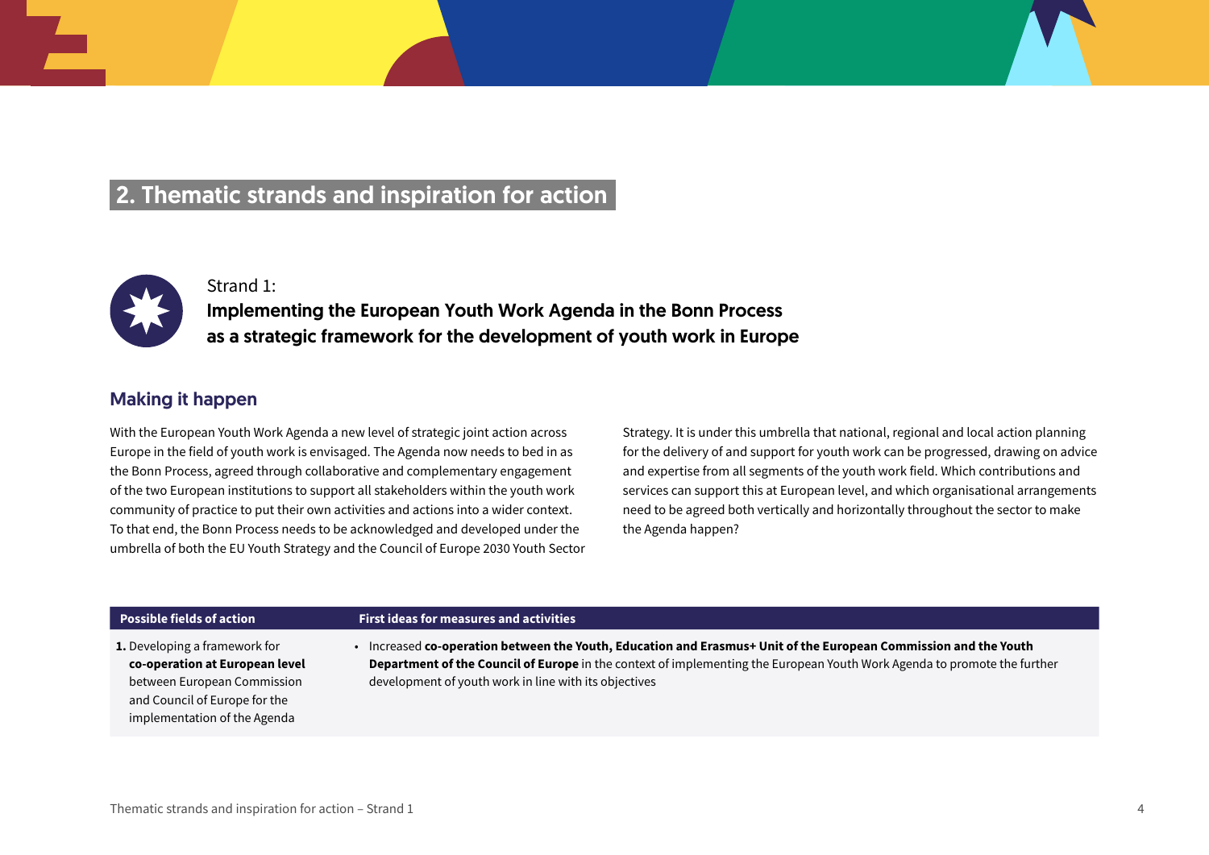## 2. Thematic strands and inspiration for action

### Strand 1:
### Implementing the European Youth Work Agenda in the Bonn Process as a strategic framework for the development of youth work in Europe

#### Making it happen

With the European Youth Work Agenda a new level of strategic joint action across Europe in the field of youth work is envisaged. The Agenda now needs to bed in as the Bonn Process, agreed through collaborative and complementary engagement of the two European institutions to support all stakeholders within the youth work community of practice to put their own activities and actions into a wider context. To that end, the Bonn Process needs to be acknowledged and developed under the umbrella of both the EU Youth Strategy and the Council of Europe 2030 Youth Sector Strategy. It is under this umbrella that national, regional and local action planning for the delivery of and support for youth work can be progressed, drawing on advice and expertise from all segments of the youth work field. Which contributions and services can support this at European level, and which organisational arrangements need to be agreed both vertically and horizontally throughout the sector to make the Agenda happen?

| Possible fields of action | First ideas for measures and activities |
|---|---|
| **1.** Developing a framework for **co-operation at European level** between European Commission and Council of Europe for the implementation of the Agenda | • Increased **co-operation between the Youth, Education and Erasmus+ Unit of the European Commission and the Youth Department of the Council of Europe** in the context of implementing the European Youth Work Agenda to promote the further development of youth work in line with its objectives |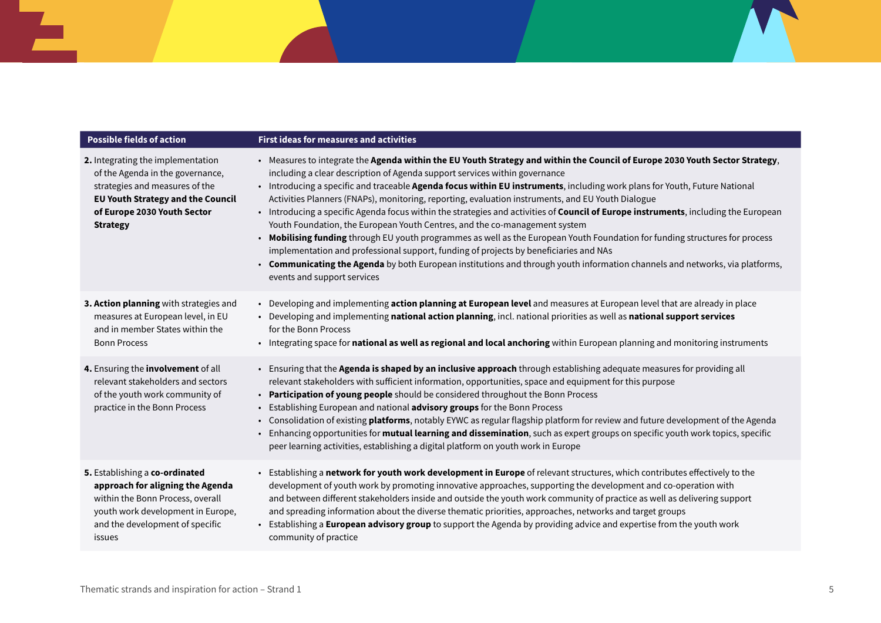| Possible fields of action | First ideas for measures and activities |
| --- | --- |
| **2.** Integrating the implementation of the Agenda in the governance, strategies and measures of the **EU Youth Strategy and the Council of Europe 2030 Youth Sector Strategy** | • Measures to integrate the **Agenda within the EU Youth Strategy and within the Council of Europe 2030 Youth Sector Strategy**, including a clear description of Agenda support services within governance<br>• Introducing a specific and traceable **Agenda focus within EU instruments**, including work plans for Youth, Future National Activities Planners (FNAPs), monitoring, reporting, evaluation instruments, and EU Youth Dialogue<br>• Introducing a specific Agenda focus within the strategies and activities of **Council of Europe instruments**, including the European Youth Foundation, the European Youth Centres, and the co-management system<br>• **Mobilising funding** through EU youth programmes as well as the European Youth Foundation for funding structures for process implementation and professional support, funding of projects by beneficiaries and NAs<br>• **Communicating the Agenda** by both European institutions and through youth information channels and networks, via platforms, events and support services |
| **3. Action planning** with strategies and measures at European level, in EU and in member States within the Bonn Process | • Developing and implementing **action planning at European level** and measures at European level that are already in place<br>• Developing and implementing **national action planning**, incl. national priorities as well as **national support services** for the Bonn Process<br>• Integrating space for **national as well as regional and local anchoring** within European planning and monitoring instruments |
| **4.** Ensuring the **involvement** of all relevant stakeholders and sectors of the youth work community of practice in the Bonn Process | • Ensuring that the **Agenda is shaped by an inclusive approach** through establishing adequate measures for providing all relevant stakeholders with sufficient information, opportunities, space and equipment for this purpose<br>• **Participation of young people** should be considered throughout the Bonn Process<br>• Establishing European and national **advisory groups** for the Bonn Process<br>• Consolidation of existing **platforms**, notably EYWC as regular flagship platform for review and future development of the Agenda<br>• Enhancing opportunities for **mutual learning and dissemination**, such as expert groups on specific youth work topics, specific peer learning activities, establishing a digital platform on youth work in Europe |
| **5.** Establishing a **co-ordinated approach for aligning the Agenda** within the Bonn Process, overall youth work development in Europe, and the development of specific issues | • Establishing a **network for youth work development in Europe** of relevant structures, which contributes effectively to the development of youth work by promoting innovative approaches, supporting the development and co-operation with and between different stakeholders inside and outside the youth work community of practice as well as delivering support and spreading information about the diverse thematic priorities, approaches, networks and target groups<br>• Establishing a **European advisory group** to support the Agenda by providing advice and expertise from the youth work community of practice |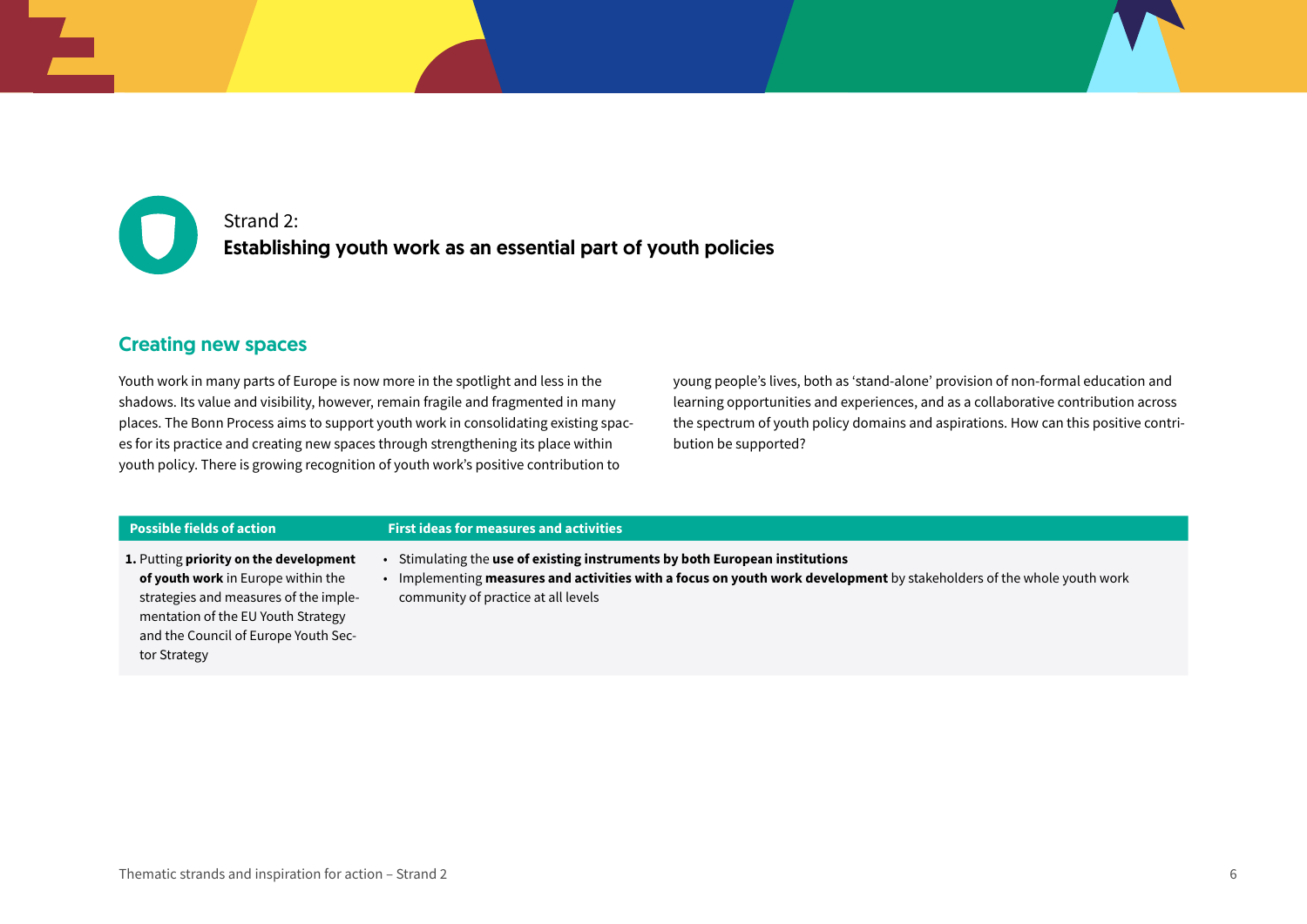# Strand 2:
# Establishing youth work as an essential part of youth policies

## Creating new spaces

Youth work in many parts of Europe is now more in the spotlight and less in the shadows. Its value and visibility, however, remain fragile and fragmented in many places. The Bonn Process aims to support youth work in consolidating existing spaces for its practice and creating new spaces through strengthening its place within youth policy. There is growing recognition of youth work's positive contribution to young people's lives, both as 'stand-alone' provision of non-formal education and learning opportunities and experiences, and as a collaborative contribution across the spectrum of youth policy domains and aspirations. How can this positive contribution be supported?

| Possible fields of action | First ideas for measures and activities |
|---|---|
| **1.** Putting **priority on the development of youth work** in Europe within the strategies and measures of the implementation of the EU Youth Strategy and the Council of Europe Youth Sector Strategy | • Stimulating the **use of existing instruments by both European institutions**<br>• Implementing **measures and activities with a focus on youth work development** by stakeholders of the whole youth work community of practice at all levels |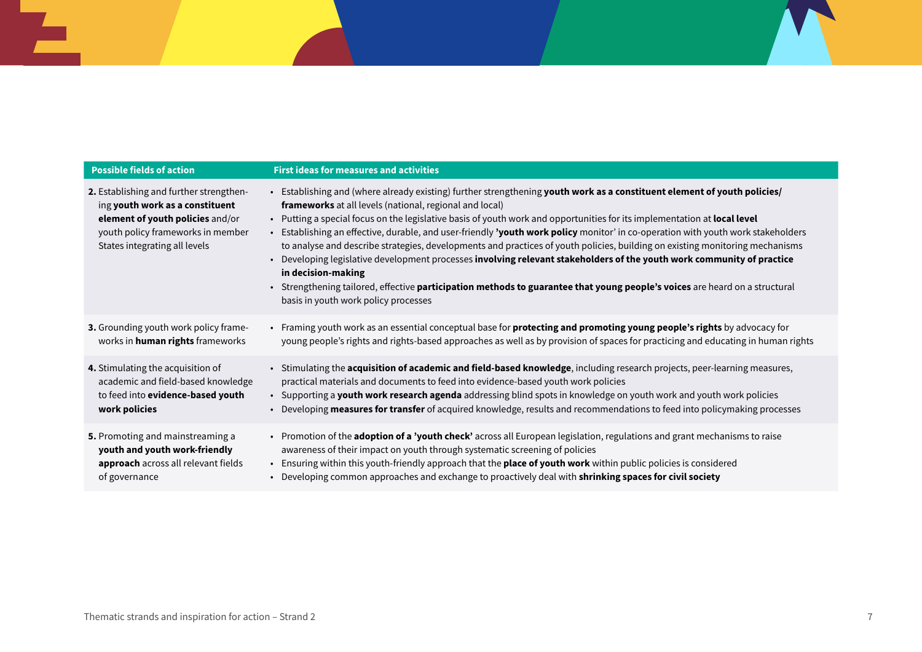| Possible fields of action | First ideas for measures and activities |
|---|---|
| **2.** Establishing and further strengthening **youth work as a constituent element of youth policies** and/or youth policy frameworks in member States integrating all levels | • Establishing and (where already existing) further strengthening **youth work as a constituent element of youth policies/ frameworks** at all levels (national, regional and local)<br>• Putting a special focus on the legislative basis of youth work and opportunities for its implementation at **local level**<br>• Establishing an effective, durable, and user-friendly **'youth work policy** monitor' in co-operation with youth work stakeholders to analyse and describe strategies, developments and practices of youth policies, building on existing monitoring mechanisms<br>• Developing legislative development processes **involving relevant stakeholders of the youth work community of practice in decision-making**<br>• Strengthening tailored, effective **participation methods to guarantee that young people's voices** are heard on a structural basis in youth work policy processes |
| **3.** Grounding youth work policy frameworks in **human rights** frameworks | • Framing youth work as an essential conceptual base for **protecting and promoting young people's rights** by advocacy for young people's rights and rights-based approaches as well as by provision of spaces for practicing and educating in human rights |
| **4.** Stimulating the acquisition of academic and field-based knowledge to feed into **evidence-based youth work policies** | • Stimulating the **acquisition of academic and field-based knowledge**, including research projects, peer-learning measures, practical materials and documents to feed into evidence-based youth work policies<br>• Supporting a **youth work research agenda** addressing blind spots in knowledge on youth work and youth work policies<br>• Developing **measures for transfer** of acquired knowledge, results and recommendations to feed into policymaking processes |
| **5.** Promoting and mainstreaming a **youth and youth work-friendly approach** across all relevant fields of governance | • Promotion of the **adoption of a 'youth check'** across all European legislation, regulations and grant mechanisms to raise awareness of their impact on youth through systematic screening of policies<br>• Ensuring within this youth-friendly approach that the **place of youth work** within public policies is considered<br>• Developing common approaches and exchange to proactively deal with **shrinking spaces for civil society** |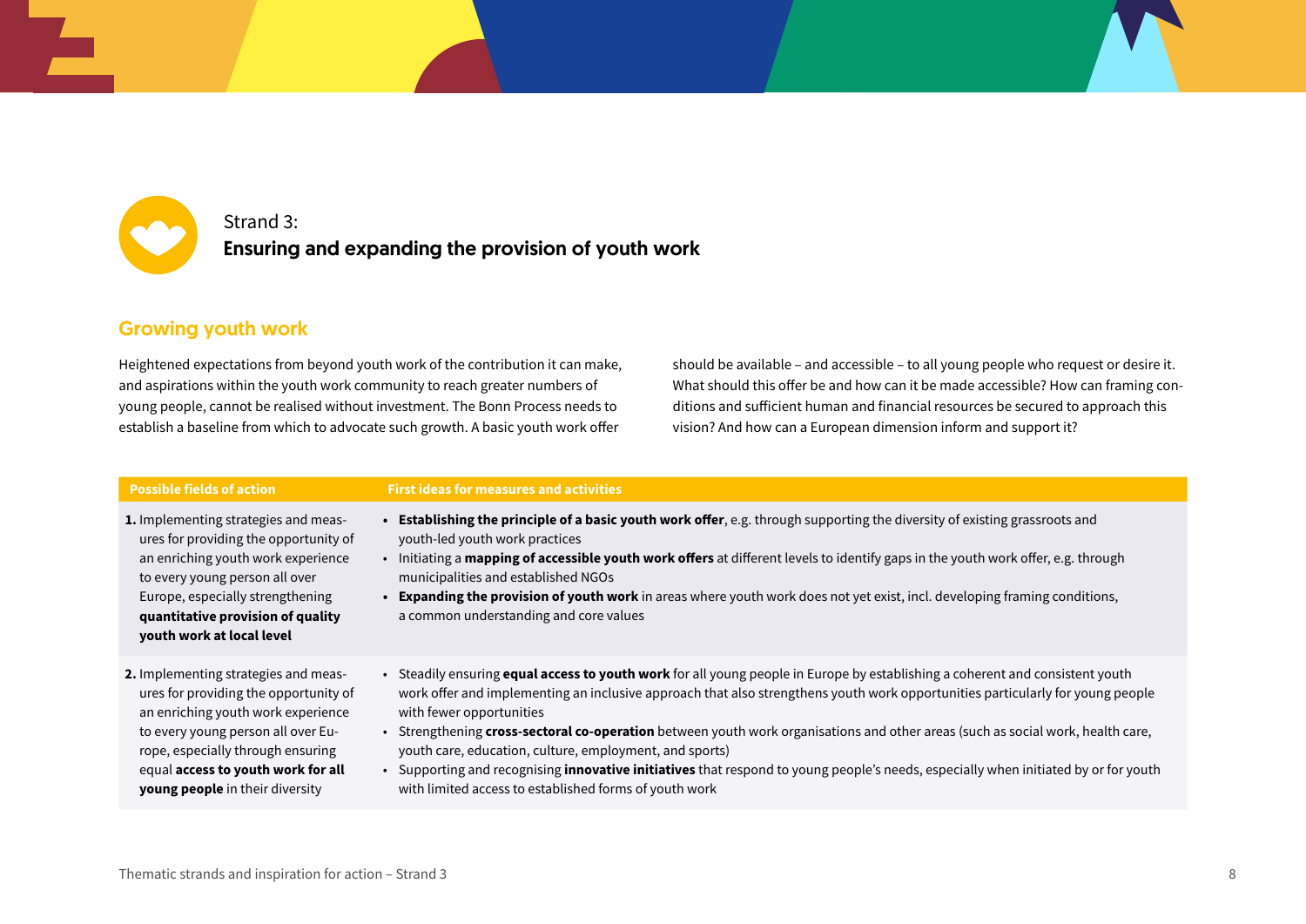Strand 3:

## Ensuring and expanding the provision of youth work

### Growing youth work

Heightened expectations from beyond youth work of the contribution it can make, and aspirations within the youth work community to reach greater numbers of young people, cannot be realised without investment. The Bonn Process needs to establish a baseline from which to advocate such growth. A basic youth work offer should be available – and accessible – to all young people who request or desire it. What should this offer be and how can it be made accessible? How can framing conditions and sufficient human and financial resources be secured to approach this vision? And how can a European dimension inform and support it?

| Possible fields of action | First ideas for measures and activities |
| --- | --- |
| **1.** Implementing strategies and measures for providing the opportunity of an enriching youth work experience to every young person all over Europe, especially strengthening **quantitative provision of quality youth work at local level** | • **Establishing the principle of a basic youth work offer**, e.g. through supporting the diversity of existing grassroots and youth-led youth work practices<br>• Initiating a **mapping of accessible youth work offers** at different levels to identify gaps in the youth work offer, e.g. through municipalities and established NGOs<br>• **Expanding the provision of youth work** in areas where youth work does not yet exist, incl. developing framing conditions, a common understanding and core values |
| **2.** Implementing strategies and measures for providing the opportunity of an enriching youth work experience to every young person all over Europe, especially through ensuring equal **access to youth work for all young people** in their diversity | • Steadily ensuring **equal access to youth work** for all young people in Europe by establishing a coherent and consistent youth work offer and implementing an inclusive approach that also strengthens youth work opportunities particularly for young people with fewer opportunities<br>• Strengthening **cross-sectoral co-operation** between youth work organisations and other areas (such as social work, health care, youth care, education, culture, employment, and sports)<br>• Supporting and recognising **innovative initiatives** that respond to young people's needs, especially when initiated by or for youth with limited access to established forms of youth work |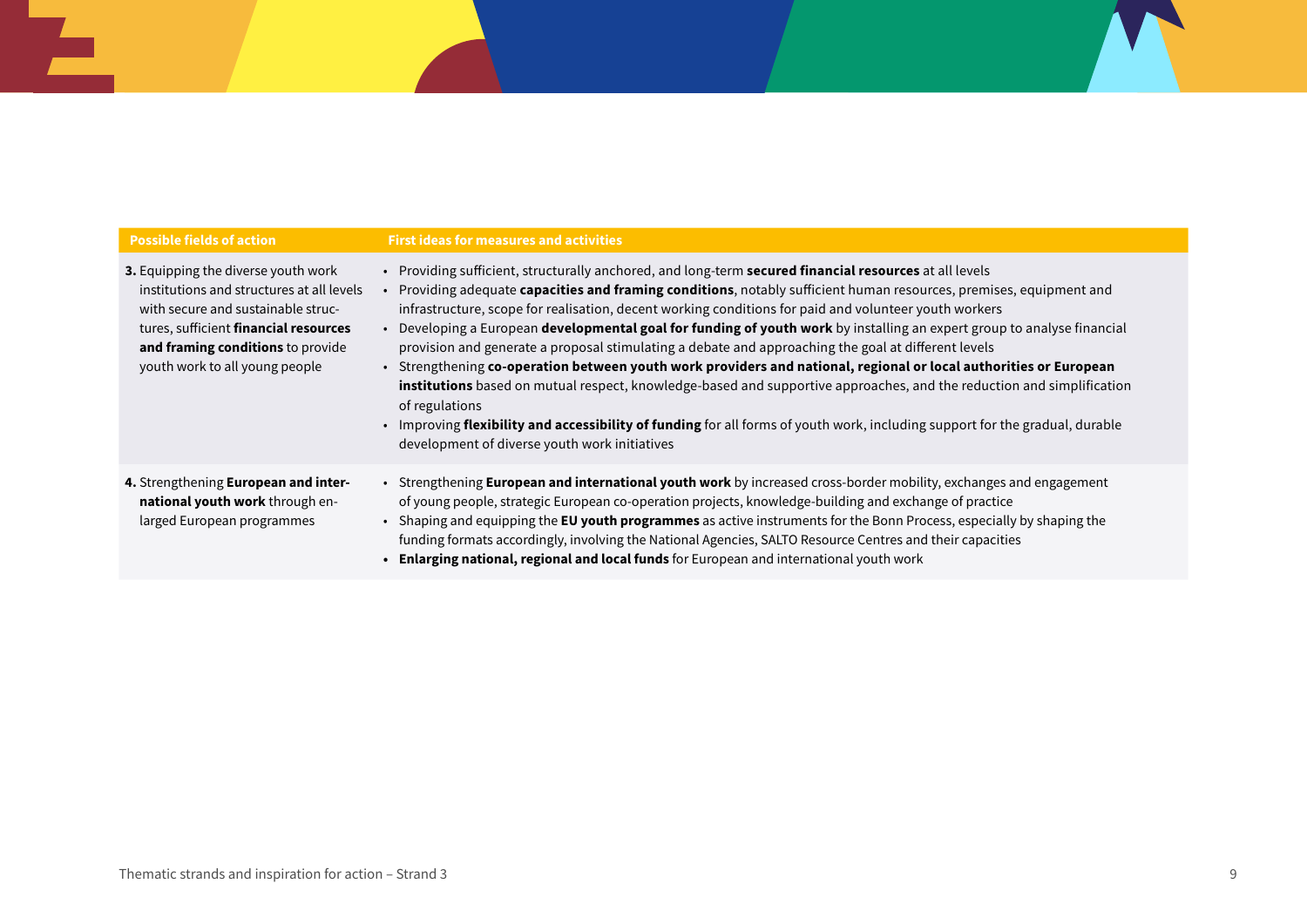| Possible fields of action | First ideas for measures and activities |
|---|---|
| **3.** Equipping the diverse youth work institutions and structures at all levels with secure and sustainable structures, sufficient **financial resources and framing conditions** to provide youth work to all young people | • Providing sufficient, structurally anchored, and long-term **secured financial resources** at all levels<br>• Providing adequate **capacities and framing conditions**, notably sufficient human resources, premises, equipment and infrastructure, scope for realisation, decent working conditions for paid and volunteer youth workers<br>• Developing a European **developmental goal for funding of youth work** by installing an expert group to analyse financial provision and generate a proposal stimulating a debate and approaching the goal at different levels<br>• Strengthening **co-operation between youth work providers and national, regional or local authorities or European institutions** based on mutual respect, knowledge-based and supportive approaches, and the reduction and simplification of regulations<br>• Improving **flexibility and accessibility of funding** for all forms of youth work, including support for the gradual, durable development of diverse youth work initiatives |
| **4.** Strengthening **European and international youth work** through enlarged European programmes | • Strengthening **European and international youth work** by increased cross-border mobility, exchanges and engagement of young people, strategic European co-operation projects, knowledge-building and exchange of practice<br>• Shaping and equipping the **EU youth programmes** as active instruments for the Bonn Process, especially by shaping the funding formats accordingly, involving the National Agencies, SALTO Resource Centres and their capacities<br>• **Enlarging national, regional and local funds** for European and international youth work |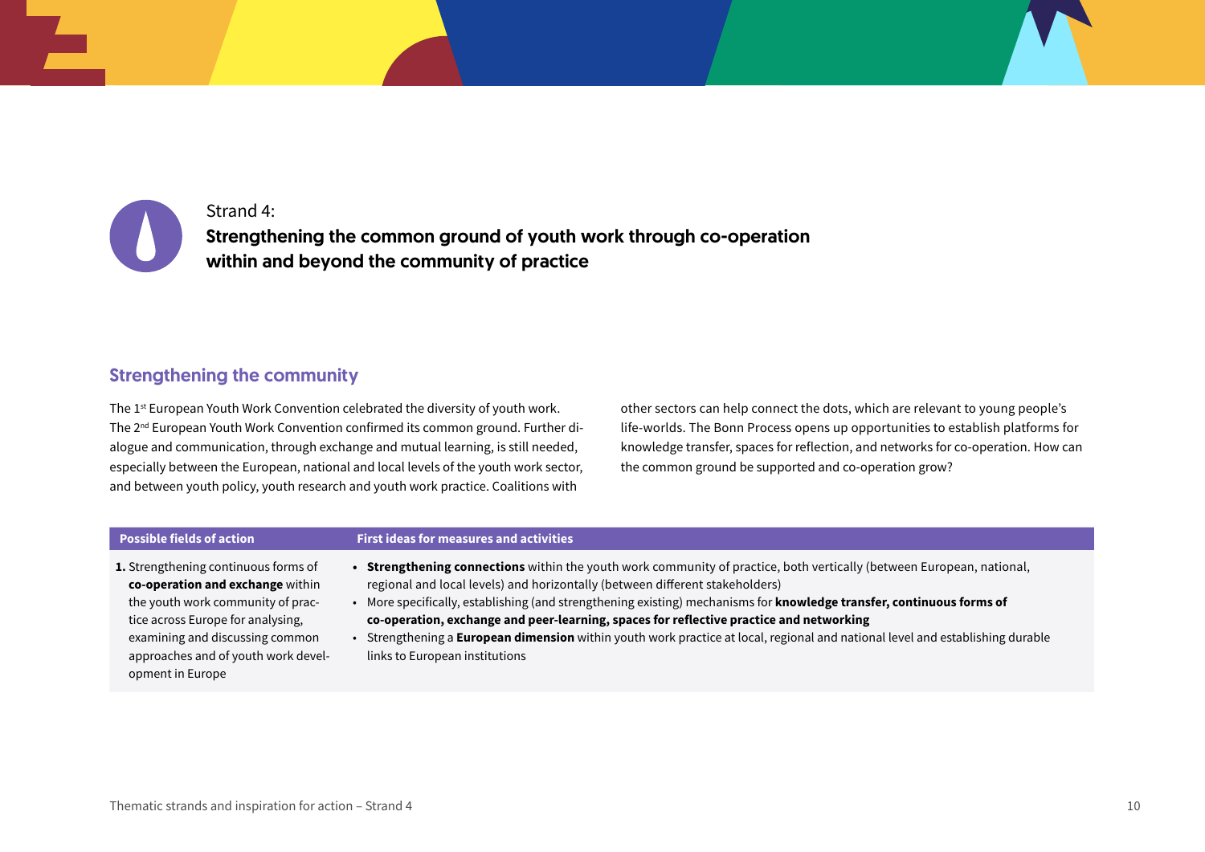Strand 4:

# Strengthening the common ground of youth work through co-operation within and beyond the community of practice

## Strengthening the community

The 1st European Youth Work Convention celebrated the diversity of youth work. The 2nd European Youth Work Convention confirmed its common ground. Further dialogue and communication, through exchange and mutual learning, is still needed, especially between the European, national and local levels of the youth work sector, and between youth policy, youth research and youth work practice. Coalitions with other sectors can help connect the dots, which are relevant to young people's life-worlds. The Bonn Process opens up opportunities to establish platforms for knowledge transfer, spaces for reflection, and networks for co-operation. How can the common ground be supported and co-operation grow?

| Possible fields of action | First ideas for measures and activities |
| --- | --- |
| **1.** Strengthening continuous forms of **co-operation and exchange** within the youth work community of practice across Europe for analysing, examining and discussing common approaches and of youth work development in Europe | • **Strengthening connections** within the youth work community of practice, both vertically (between European, national, regional and local levels) and horizontally (between different stakeholders)<br>• More specifically, establishing (and strengthening existing) mechanisms for **knowledge transfer, continuous forms of co-operation, exchange and peer-learning, spaces for reflective practice and networking**<br>• Strengthening a **European dimension** within youth work practice at local, regional and national level and establishing durable links to European institutions |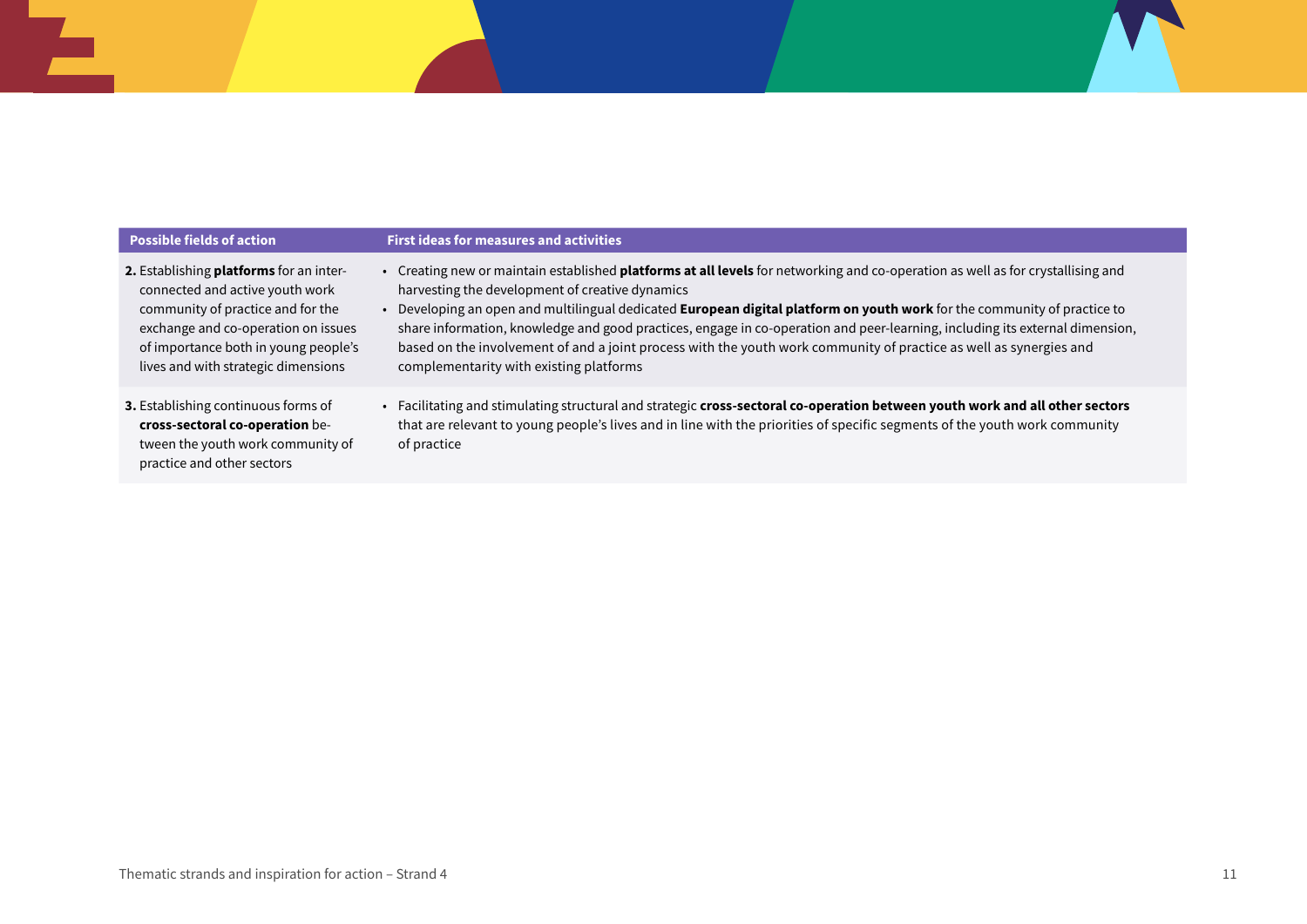| Possible fields of action | First ideas for measures and activities |
|---|---|
| **2.** Establishing **platforms** for an inter-connected and active youth work community of practice and for the exchange and co-operation on issues of importance both in young people's lives and with strategic dimensions | • Creating new or maintain established **platforms at all levels** for networking and co-operation as well as for crystallising and harvesting the development of creative dynamics<br>• Developing an open and multilingual dedicated **European digital platform on youth work** for the community of practice to share information, knowledge and good practices, engage in co-operation and peer-learning, including its external dimension, based on the involvement of and a joint process with the youth work community of practice as well as synergies and complementarity with existing platforms |
| **3.** Establishing continuous forms of **cross-sectoral co-operation** between the youth work community of practice and other sectors | • Facilitating and stimulating structural and strategic **cross-sectoral co-operation between youth work and all other sectors** that are relevant to young people's lives and in line with the priorities of specific segments of the youth work community of practice |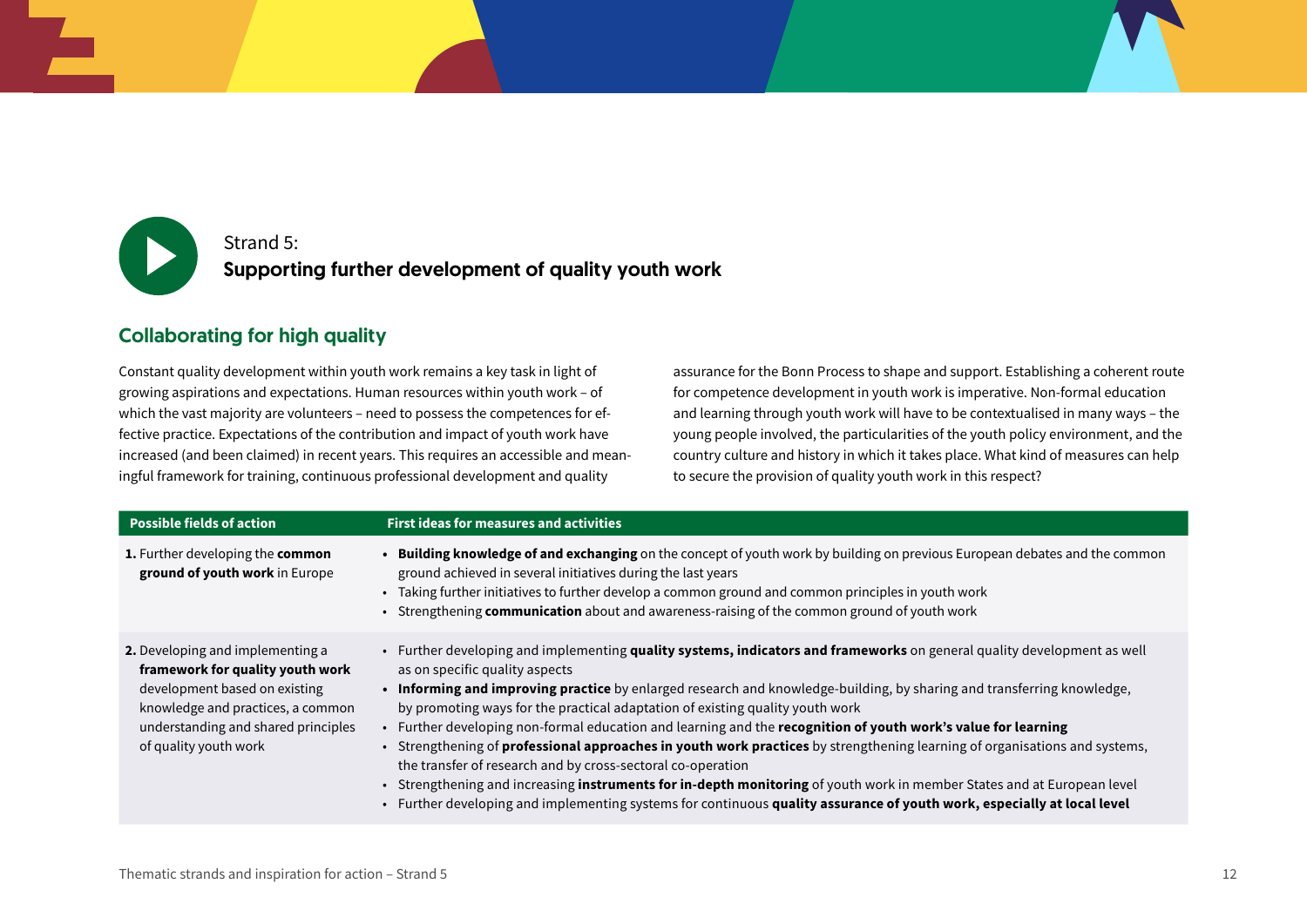## Strand 5: **Supporting further development of quality youth work**

### Collaborating for high quality

Constant quality development within youth work remains a key task in light of growing aspirations and expectations. Human resources within youth work – of which the vast majority are volunteers – need to possess the competences for effective practice. Expectations of the contribution and impact of youth work have increased (and been claimed) in recent years. This requires an accessible and meaningful framework for training, continuous professional development and quality assurance for the Bonn Process to shape and support. Establishing a coherent route for competence development in youth work is imperative. Non-formal education and learning through youth work will have to be contextualised in many ways – the young people involved, the particularities of the youth policy environment, and the country culture and history in which it takes place. What kind of measures can help to secure the provision of quality youth work in this respect?

| Possible fields of action | First ideas for measures and activities |
| --- | --- |
| **1.** Further developing the **common ground of youth work** in Europe | • **Building knowledge of and exchanging** on the concept of youth work by building on previous European debates and the common ground achieved in several initiatives during the last years<br>• Taking further initiatives to further develop a common ground and common principles in youth work<br>• Strengthening **communication** about and awareness-raising of the common ground of youth work |
| **2.** Developing and implementing a **framework for quality youth work** development based on existing knowledge and practices, a common understanding and shared principles of quality youth work | • Further developing and implementing **quality systems, indicators and frameworks** on general quality development as well as on specific quality aspects<br>• **Informing and improving practice** by enlarged research and knowledge-building, by sharing and transferring knowledge, by promoting ways for the practical adaptation of existing quality youth work<br>• Further developing non-formal education and learning and the **recognition of youth work's value for learning**<br>• Strengthening of **professional approaches in youth work practices** by strengthening learning of organisations and systems, the transfer of research and by cross-sectoral co-operation<br>• Strengthening and increasing **instruments for in-depth monitoring** of youth work in member States and at European level<br>• Further developing and implementing systems for continuous **quality assurance of youth work, especially at local level** |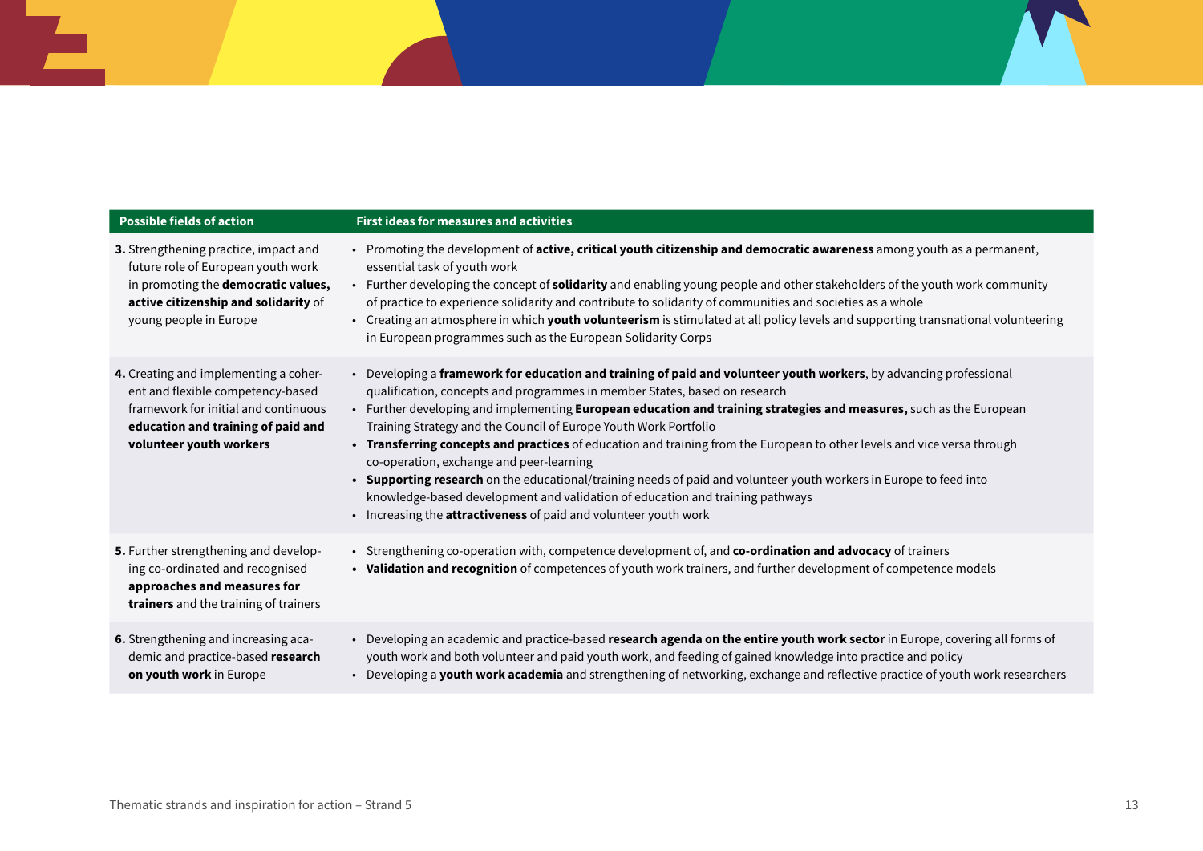| Possible fields of action | First ideas for measures and activities |
|---|---|
| **3.** Strengthening practice, impact and future role of European youth work in promoting the **democratic values, active citizenship and solidarity** of young people in Europe | • Promoting the development of **active, critical youth citizenship and democratic awareness** among youth as a permanent, essential task of youth work<br>• Further developing the concept of **solidarity** and enabling young people and other stakeholders of the youth work community of practice to experience solidarity and contribute to solidarity of communities and societies as a whole<br>• Creating an atmosphere in which **youth volunteerism** is stimulated at all policy levels and supporting transnational volunteering in European programmes such as the European Solidarity Corps |
| **4.** Creating and implementing a coherent and flexible competency-based framework for initial and continuous **education and training of paid and volunteer youth workers** | • Developing a **framework for education and training of paid and volunteer youth workers**, by advancing professional qualification, concepts and programmes in member States, based on research<br>• Further developing and implementing **European education and training strategies and measures,** such as the European Training Strategy and the Council of Europe Youth Work Portfolio<br>• **Transferring concepts and practices** of education and training from the European to other levels and vice versa through co-operation, exchange and peer-learning<br>• **Supporting research** on the educational/training needs of paid and volunteer youth workers in Europe to feed into knowledge-based development and validation of education and training pathways<br>• Increasing the **attractiveness** of paid and volunteer youth work |
| **5.** Further strengthening and developing co-ordinated and recognised **approaches and measures for trainers** and the training of trainers | • Strengthening co-operation with, competence development of, and **co-ordination and advocacy** of trainers<br>• **Validation and recognition** of competences of youth work trainers, and further development of competence models |
| **6.** Strengthening and increasing academic and practice-based **research on youth work** in Europe | • Developing an academic and practice-based **research agenda on the entire youth work sector** in Europe, covering all forms of youth work and both volunteer and paid youth work, and feeding of gained knowledge into practice and policy<br>• Developing a **youth work academia** and strengthening of networking, exchange and reflective practice of youth work researchers |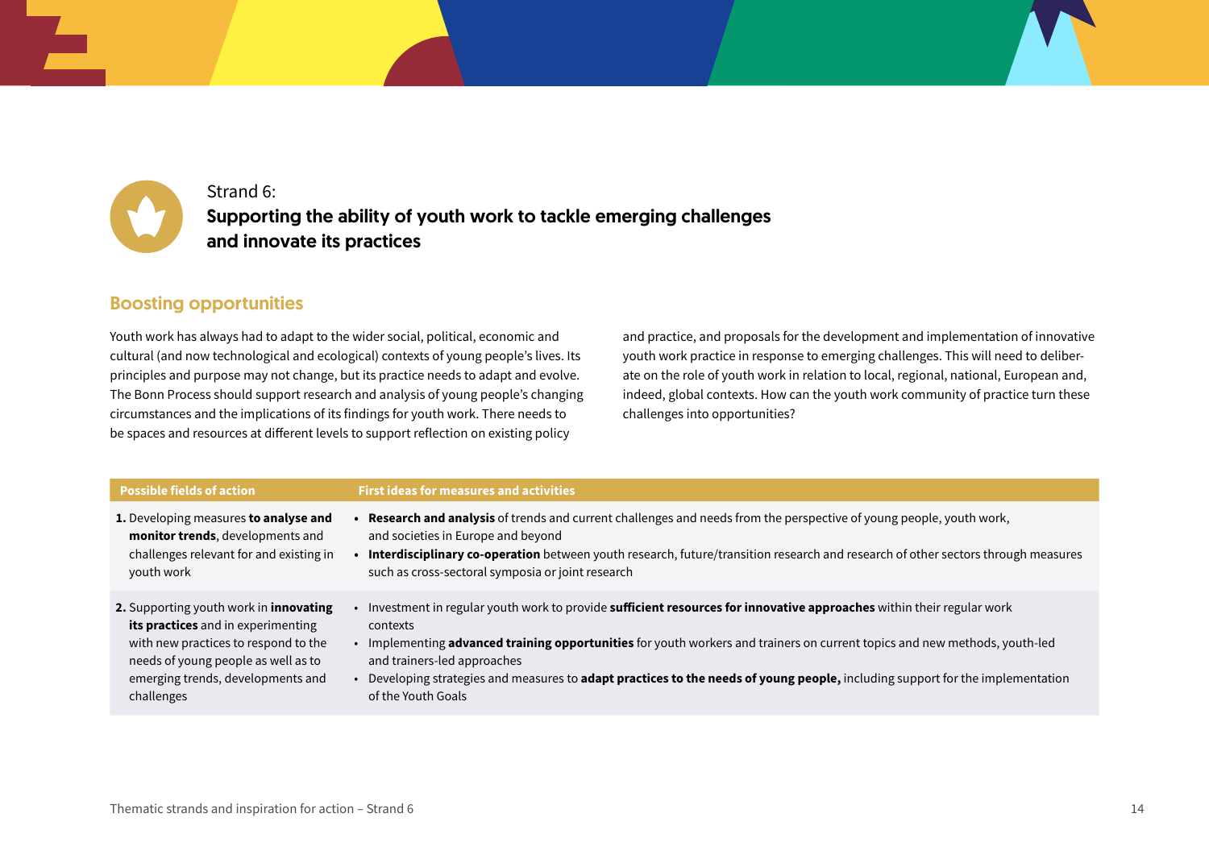Strand 6:

# Supporting the ability of youth work to tackle emerging challenges and innovate its practices

## Boosting opportunities

Youth work has always had to adapt to the wider social, political, economic and cultural (and now technological and ecological) contexts of young people's lives. Its principles and purpose may not change, but its practice needs to adapt and evolve. The Bonn Process should support research and analysis of young people's changing circumstances and the implications of its findings for youth work. There needs to be spaces and resources at different levels to support reflection on existing policy and practice, and proposals for the development and implementation of innovative youth work practice in response to emerging challenges. This will need to deliberate on the role of youth work in relation to local, regional, national, European and, indeed, global contexts. How can the youth work community of practice turn these challenges into opportunities?

| Possible fields of action | First ideas for measures and activities |
|---|---|
| **1.** Developing measures **to analyse and monitor trends**, developments and challenges relevant for and existing in youth work | • **Research and analysis** of trends and current challenges and needs from the perspective of young people, youth work, and societies in Europe and beyond<br>• **Interdisciplinary co-operation** between youth research, future/transition research and research of other sectors through measures such as cross-sectoral symposia or joint research |
| **2.** Supporting youth work in **innovating its practices** and in experimenting with new practices to respond to the needs of young people as well as to emerging trends, developments and challenges | • Investment in regular youth work to provide **sufficient resources for innovative approaches** within their regular work contexts<br>• Implementing **advanced training opportunities** for youth workers and trainers on current topics and new methods, youth-led and trainers-led approaches<br>• Developing strategies and measures to **adapt practices to the needs of young people,** including support for the implementation of the Youth Goals |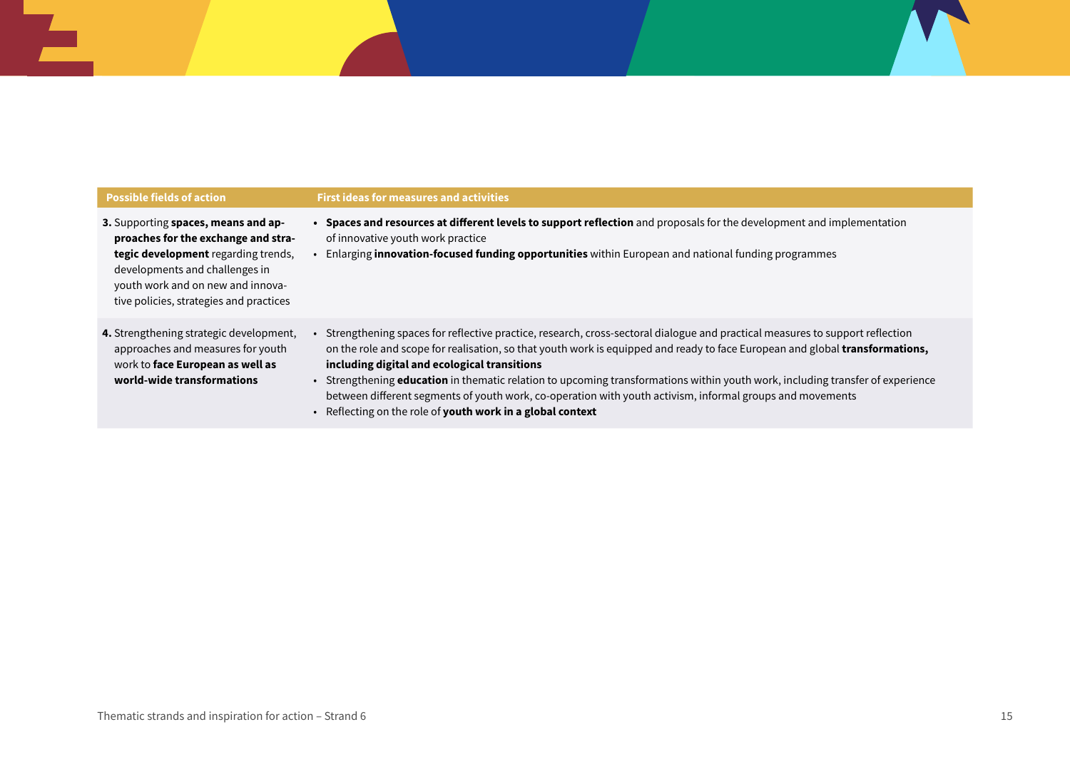| Possible fields of action | First ideas for measures and activities |
| --- | --- |
| **3.** Supporting **spaces, means and approaches for the exchange and strategic development** regarding trends, developments and challenges in youth work and on new and innovative policies, strategies and practices | • **Spaces and resources at different levels to support reflection** and proposals for the development and implementation of innovative youth work practice<br>• Enlarging **innovation-focused funding opportunities** within European and national funding programmes |
| **4.** Strengthening strategic development, approaches and measures for youth work to **face European as well as world-wide transformations** | • Strengthening spaces for reflective practice, research, cross-sectoral dialogue and practical measures to support reflection on the role and scope for realisation, so that youth work is equipped and ready to face European and global **transformations, including digital and ecological transitions**<br>• Strengthening **education** in thematic relation to upcoming transformations within youth work, including transfer of experience between different segments of youth work, co-operation with youth activism, informal groups and movements<br>• Reflecting on the role of **youth work in a global context** |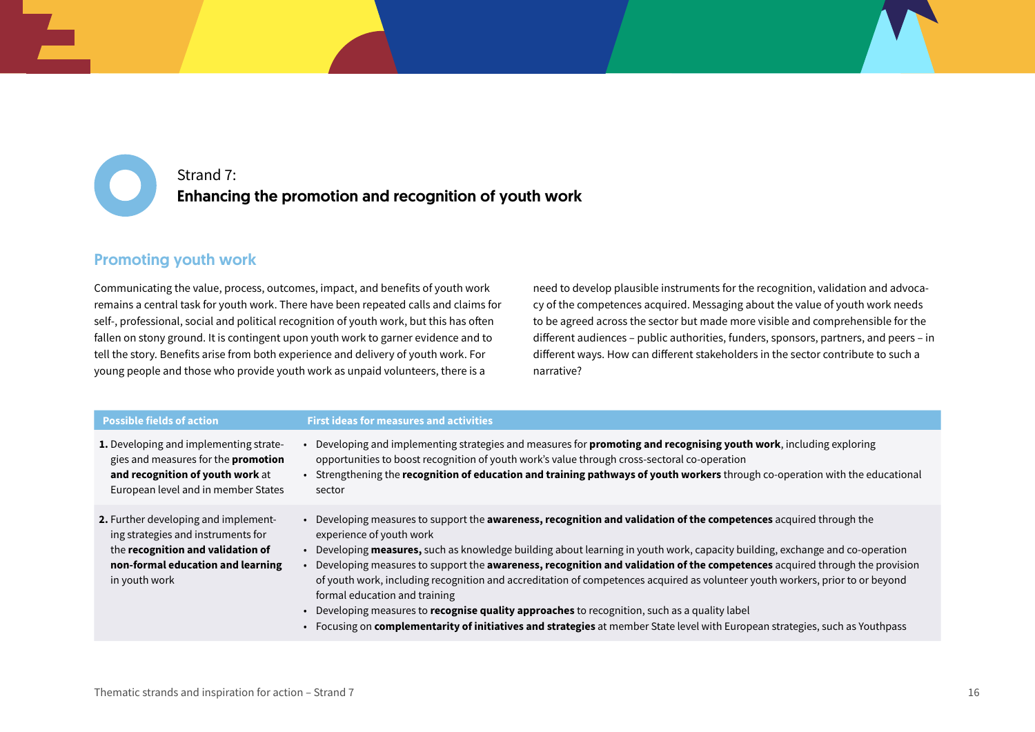Strand 7:

# Enhancing the promotion and recognition of youth work

## Promoting youth work

Communicating the value, process, outcomes, impact, and benefits of youth work remains a central task for youth work. There have been repeated calls and claims for self-, professional, social and political recognition of youth work, but this has often fallen on stony ground. It is contingent upon youth work to garner evidence and to tell the story. Benefits arise from both experience and delivery of youth work. For young people and those who provide youth work as unpaid volunteers, there is a need to develop plausible instruments for the recognition, validation and advocacy of the competences acquired. Messaging about the value of youth work needs to be agreed across the sector but made more visible and comprehensible for the different audiences – public authorities, funders, sponsors, partners, and peers – in different ways. How can different stakeholders in the sector contribute to such a narrative?

| Possible fields of action | First ideas for measures and activities |
| --- | --- |
| **1.** Developing and implementing strategies and measures for the **promotion and recognition of youth work** at European level and in member States | • Developing and implementing strategies and measures for **promoting and recognising youth work**, including exploring opportunities to boost recognition of youth work's value through cross-sectoral co-operation<br>• Strengthening the **recognition of education and training pathways of youth workers** through co-operation with the educational sector |
| **2.** Further developing and implementing strategies and instruments for the **recognition and validation of non-formal education and learning** in youth work | • Developing measures to support the **awareness, recognition and validation of the competences** acquired through the experience of youth work<br>• Developing **measures,** such as knowledge building about learning in youth work, capacity building, exchange and co-operation<br>• Developing measures to support the **awareness, recognition and validation of the competences** acquired through the provision of youth work, including recognition and accreditation of competences acquired as volunteer youth workers, prior to or beyond formal education and training<br>• Developing measures to **recognise quality approaches** to recognition, such as a quality label<br>• Focusing on **complementarity of initiatives and strategies** at member State level with European strategies, such as Youthpass |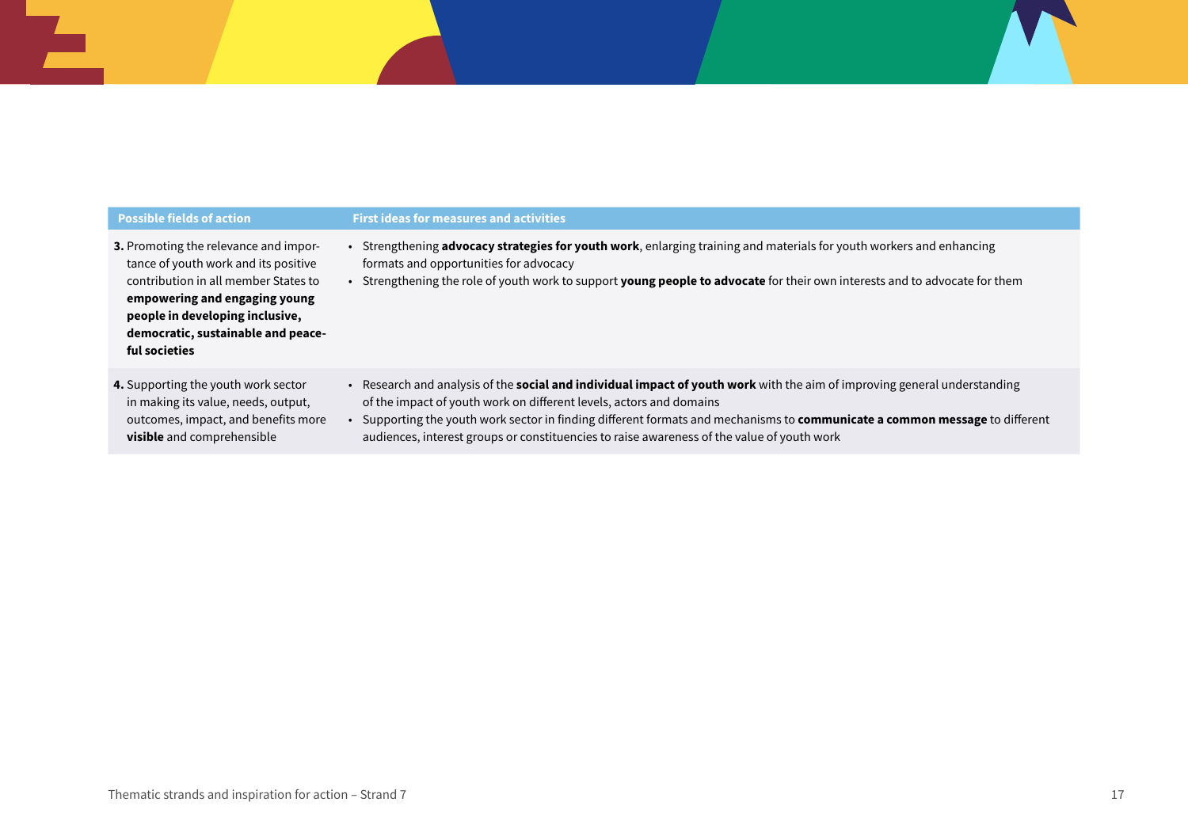| Possible fields of action | First ideas for measures and activities |
|---|---|
| **3.** Promoting the relevance and importance of youth work and its positive contribution in all member States to **empowering and engaging young people in developing inclusive, democratic, sustainable and peaceful societies** | • Strengthening **advocacy strategies for youth work**, enlarging training and materials for youth workers and enhancing formats and opportunities for advocacy<br>• Strengthening the role of youth work to support **young people to advocate** for their own interests and to advocate for them |
| **4.** Supporting the youth work sector in making its value, needs, output, outcomes, impact, and benefits more **visible** and comprehensible | • Research and analysis of the **social and individual impact of youth work** with the aim of improving general understanding of the impact of youth work on different levels, actors and domains<br>• Supporting the youth work sector in finding different formats and mechanisms to **communicate a common message** to different audiences, interest groups or constituencies to raise awareness of the value of youth work |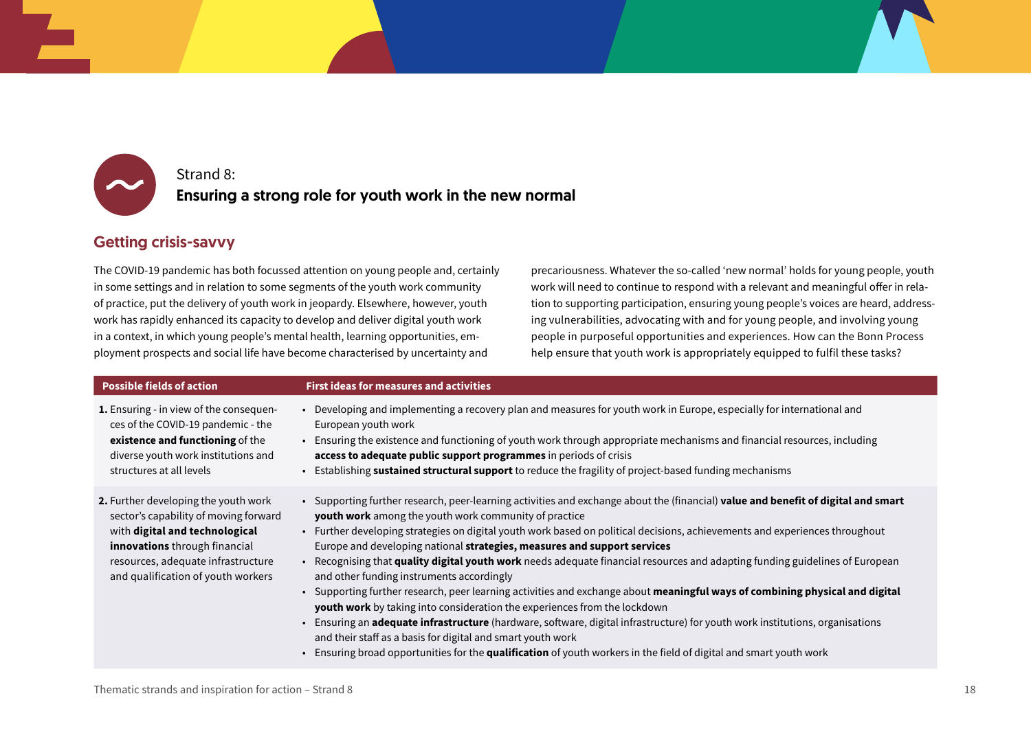## Strand 8:
## Ensuring a strong role for youth work in the new normal

### Getting crisis-savvy

The COVID-19 pandemic has both focussed attention on young people and, certainly in some settings and in relation to some segments of the youth work community of practice, put the delivery of youth work in jeopardy. Elsewhere, however, youth work has rapidly enhanced its capacity to develop and deliver digital youth work in a context, in which young people's mental health, learning opportunities, employment prospects and social life have become characterised by uncertainty and precariousness. Whatever the so-called 'new normal' holds for young people, youth work will need to continue to respond with a relevant and meaningful offer in relation to supporting participation, ensuring young people's voices are heard, addressing vulnerabilities, advocating with and for young people, and involving young people in purposeful opportunities and experiences. How can the Bonn Process help ensure that youth work is appropriately equipped to fulfil these tasks?

| Possible fields of action | First ideas for measures and activities |
|---|---|
| **1.** Ensuring - in view of the consequences of the COVID-19 pandemic - the **existence and functioning** of the diverse youth work institutions and structures at all levels | • Developing and implementing a recovery plan and measures for youth work in Europe, especially for international and European youth work<br>• Ensuring the existence and functioning of youth work through appropriate mechanisms and financial resources, including **access to adequate public support programmes** in periods of crisis<br>• Establishing **sustained structural support** to reduce the fragility of project-based funding mechanisms |
| **2.** Further developing the youth work sector's capability of moving forward with **digital and technological innovations** through financial resources, adequate infrastructure and qualification of youth workers | • Supporting further research, peer-learning activities and exchange about the (financial) **value and benefit of digital and smart youth work** among the youth work community of practice<br>• Further developing strategies on digital youth work based on political decisions, achievements and experiences throughout Europe and developing national **strategies, measures and support services**<br>• Recognising that **quality digital youth work** needs adequate financial resources and adapting funding guidelines of European and other funding instruments accordingly<br>• Supporting further research, peer learning activities and exchange about **meaningful ways of combining physical and digital youth work** by taking into consideration the experiences from the lockdown<br>• Ensuring an **adequate infrastructure** (hardware, software, digital infrastructure) for youth work institutions, organisations and their staff as a basis for digital and smart youth work<br>• Ensuring broad opportunities for the **qualification** of youth workers in the field of digital and smart youth work |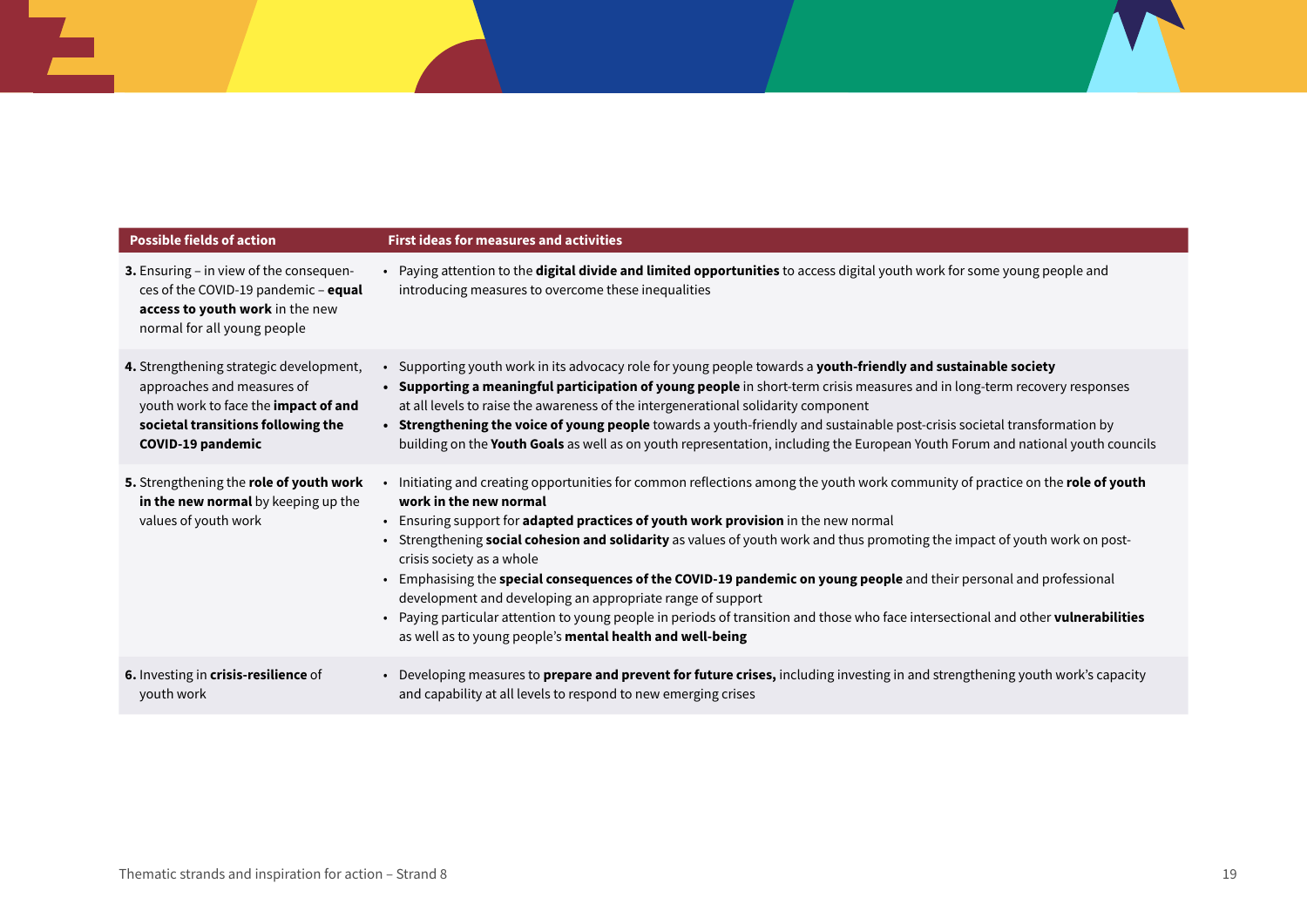| Possible fields of action | First ideas for measures and activities |
|---|---|
| **3.** Ensuring – in view of the consequences of the COVID-19 pandemic – **equal access to youth work** in the new normal for all young people | • Paying attention to the **digital divide and limited opportunities** to access digital youth work for some young people and introducing measures to overcome these inequalities |
| **4.** Strengthening strategic development, approaches and measures of youth work to face the **impact of and societal transitions following the COVID-19 pandemic** | • Supporting youth work in its advocacy role for young people towards a **youth-friendly and sustainable society**<br>• **Supporting a meaningful participation of young people** in short-term crisis measures and in long-term recovery responses at all levels to raise the awareness of the intergenerational solidarity component<br>• **Strengthening the voice of young people** towards a youth-friendly and sustainable post-crisis societal transformation by building on the **Youth Goals** as well as on youth representation, including the European Youth Forum and national youth councils |
| **5.** Strengthening the **role of youth work in the new normal** by keeping up the values of youth work | • Initiating and creating opportunities for common reflections among the youth work community of practice on the **role of youth work in the new normal**<br>• Ensuring support for **adapted practices of youth work provision** in the new normal<br>• Strengthening **social cohesion and solidarity** as values of youth work and thus promoting the impact of youth work on post-crisis society as a whole<br>• Emphasising the **special consequences of the COVID-19 pandemic on young people** and their personal and professional development and developing an appropriate range of support<br>• Paying particular attention to young people in periods of transition and those who face intersectional and other **vulnerabilities** as well as to young people's **mental health and well-being** |
| **6.** Investing in **crisis-resilience** of youth work | • Developing measures to **prepare and prevent for future crises,** including investing in and strengthening youth work's capacity and capability at all levels to respond to new emerging crises |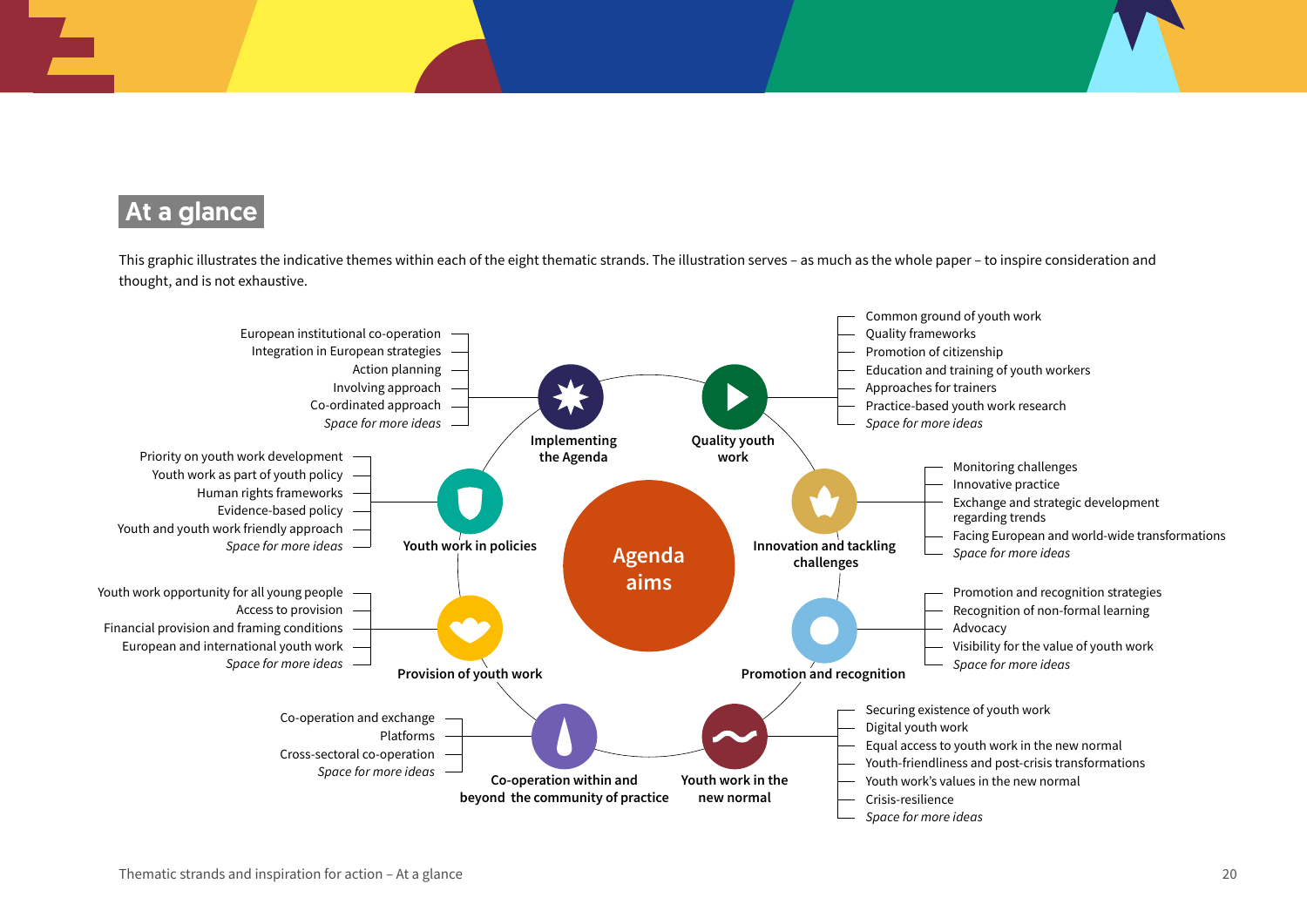## At a glance

This graphic illustrates the indicative themes within each of the eight thematic strands. The illustration serves – as much as the whole paper – to inspire consideration and thought, and is not exhaustive.

Agenda aims

**Implementing the Agenda**
- European institutional co-operation
- Integration in European strategies
- Action planning
- Involving approach
- Co-ordinated approach
- *Space for more ideas*

**Quality youth work**
- Common ground of youth work
- Quality frameworks
- Promotion of citizenship
- Education and training of youth workers
- Approaches for trainers
- Practice-based youth work research
- *Space for more ideas*

**Youth work in policies**
- Priority on youth work development
- Youth work as part of youth policy
- Human rights frameworks
- Evidence-based policy
- Youth and youth work friendly approach
- *Space for more ideas*

**Innovation and tackling challenges**
- Monitoring challenges
- Innovative practice
- Exchange and strategic development regarding trends
- Facing European and world-wide transformations
- *Space for more ideas*

**Provision of youth work**
- Youth work opportunity for all young people
- Access to provision
- Financial provision and framing conditions
- European and international youth work
- *Space for more ideas*

**Promotion and recognition**
- Promotion and recognition strategies
- Recognition of non-formal learning
- Advocacy
- Visibility for the value of youth work
- *Space for more ideas*

**Co-operation within and beyond the community of practice**
- Co-operation and exchange
- Platforms
- Cross-sectoral co-operation
- *Space for more ideas*

**Youth work in the new normal**
- Securing existence of youth work
- Digital youth work
- Equal access to youth work in the new normal
- Youth-friendliness and post-crisis transformations
- Youth work's values in the new normal
- Crisis-resilience
- *Space for more ideas*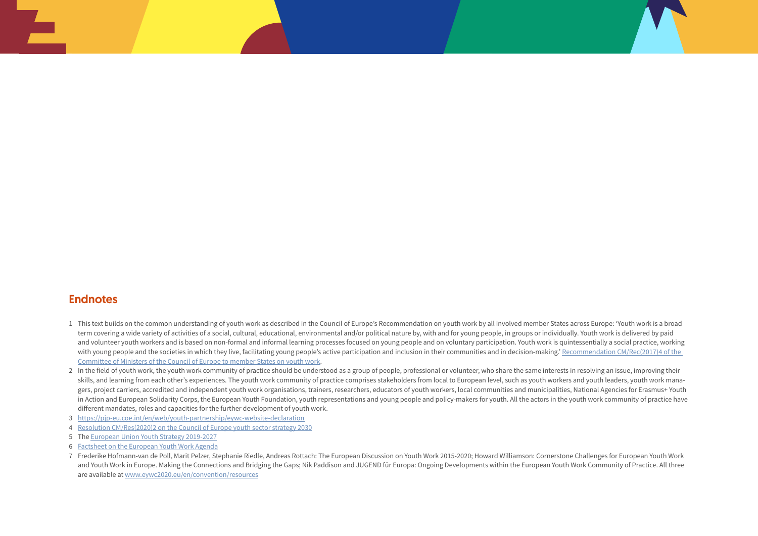## Endnotes

1 This text builds on the common understanding of youth work as described in the Council of Europe's Recommendation on youth work by all involved member States across Europe: 'Youth work is a broad term covering a wide variety of activities of a social, cultural, educational, environmental and/or political nature by, with and for young people, in groups or individually. Youth work is delivered by paid and volunteer youth workers and is based on non-formal and informal learning processes focused on young people and on voluntary participation. Youth work is quintessentially a social practice, working with young people and the societies in which they live, facilitating young people's active participation and inclusion in their communities and in decision-making.' Recommendation CM/Rec(2017)4 of the Committee of Ministers of the Council of Europe to member States on youth work.

2 In the field of youth work, the youth work community of practice should be understood as a group of people, professional or volunteer, who share the same interests in resolving an issue, improving their skills, and learning from each other's experiences. The youth work community of practice comprises stakeholders from local to European level, such as youth workers and youth leaders, youth work managers, project carriers, accredited and independent youth work organisations, trainers, researchers, educators of youth workers, local communities and municipalities, National Agencies for Erasmus+ Youth in Action and European Solidarity Corps, the European Youth Foundation, youth representations and young people and policy-makers for youth. All the actors in the youth work community of practice have different mandates, roles and capacities for the further development of youth work.

3 https://pjp-eu.coe.int/en/web/youth-partnership/eywc-website-declaration

4 Resolution CM/Res(2020)2 on the Council of Europe youth sector strategy 2030

5 The European Union Youth Strategy 2019-2027

6 Factsheet on the European Youth Work Agenda

7 Frederike Hofmann-van de Poll, Marit Pelzer, Stephanie Riedle, Andreas Rottach: The European Discussion on Youth Work 2015-2020; Howard Williamson: Cornerstone Challenges for European Youth Work and Youth Work in Europe. Making the Connections and Bridging the Gaps; Nik Paddison and JUGEND für Europa: Ongoing Developments within the European Youth Work Community of Practice. All three are available at www.eywc2020.eu/en/convention/resources